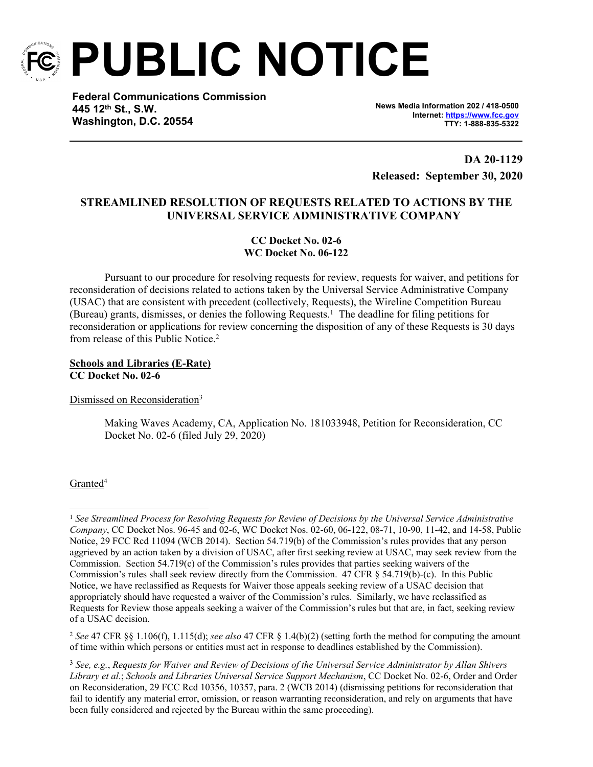# PUBLIC NOTICE

**Federal Communications Commission**
**445 12th St., S.W.**
**Washington, D.C. 20554**

**News Media Information 202 / 418-0500**
**Internet: https://www.fcc.gov**
**TTY: 1-888-835-5322**

**DA 20-1129**
**Released: September 30, 2020**

## STREAMLINED RESOLUTION OF REQUESTS RELATED TO ACTIONS BY THE UNIVERSAL SERVICE ADMINISTRATIVE COMPANY

**CC Docket No. 02-6**
**WC Docket No. 06-122**

Pursuant to our procedure for resolving requests for review, requests for waiver, and petitions for reconsideration of decisions related to actions taken by the Universal Service Administrative Company (USAC) that are consistent with precedent (collectively, Requests), the Wireline Competition Bureau (Bureau) grants, dismisses, or denies the following Requests.[1] The deadline for filing petitions for reconsideration or applications for review concerning the disposition of any of these Requests is 30 days from release of this Public Notice.[2]

**Schools and Libraries (E-Rate)**
**CC Docket No. 02-6**

Dismissed on Reconsideration[3]

> Making Waves Academy, CA, Application No. 181033948, Petition for Reconsideration, CC Docket No. 02-6 (filed July 29, 2020)

Granted[4]

---

[1] *See Streamlined Process for Resolving Requests for Review of Decisions by the Universal Service Administrative Company*, CC Docket Nos. 96-45 and 02-6, WC Docket Nos. 02-60, 06-122, 08-71, 10-90, 11-42, and 14-58, Public Notice, 29 FCC Rcd 11094 (WCB 2014). Section 54.719(b) of the Commission's rules provides that any person aggrieved by an action taken by a division of USAC, after first seeking review at USAC, may seek review from the Commission. Section 54.719(c) of the Commission's rules provides that parties seeking waivers of the Commission's rules shall seek review directly from the Commission. 47 CFR § 54.719(b)-(c). In this Public Notice, we have reclassified as Requests for Waiver those appeals seeking review of a USAC decision that appropriately should have requested a waiver of the Commission's rules. Similarly, we have reclassified as Requests for Review those appeals seeking a waiver of the Commission's rules but that are, in fact, seeking review of a USAC decision.

[2] *See* 47 CFR §§ 1.106(f), 1.115(d); *see also* 47 CFR § 1.4(b)(2) (setting forth the method for computing the amount of time within which persons or entities must act in response to deadlines established by the Commission).

[3] *See, e.g.*, *Requests for Waiver and Review of Decisions of the Universal Service Administrator by Allan Shivers Library et al.*; *Schools and Libraries Universal Service Support Mechanism*, CC Docket No. 02-6, Order and Order on Reconsideration, 29 FCC Rcd 10356, 10357, para. 2 (WCB 2014) (dismissing petitions for reconsideration that fail to identify any material error, omission, or reason warranting reconsideration, and rely on arguments that have been fully considered and rejected by the Bureau within the same proceeding).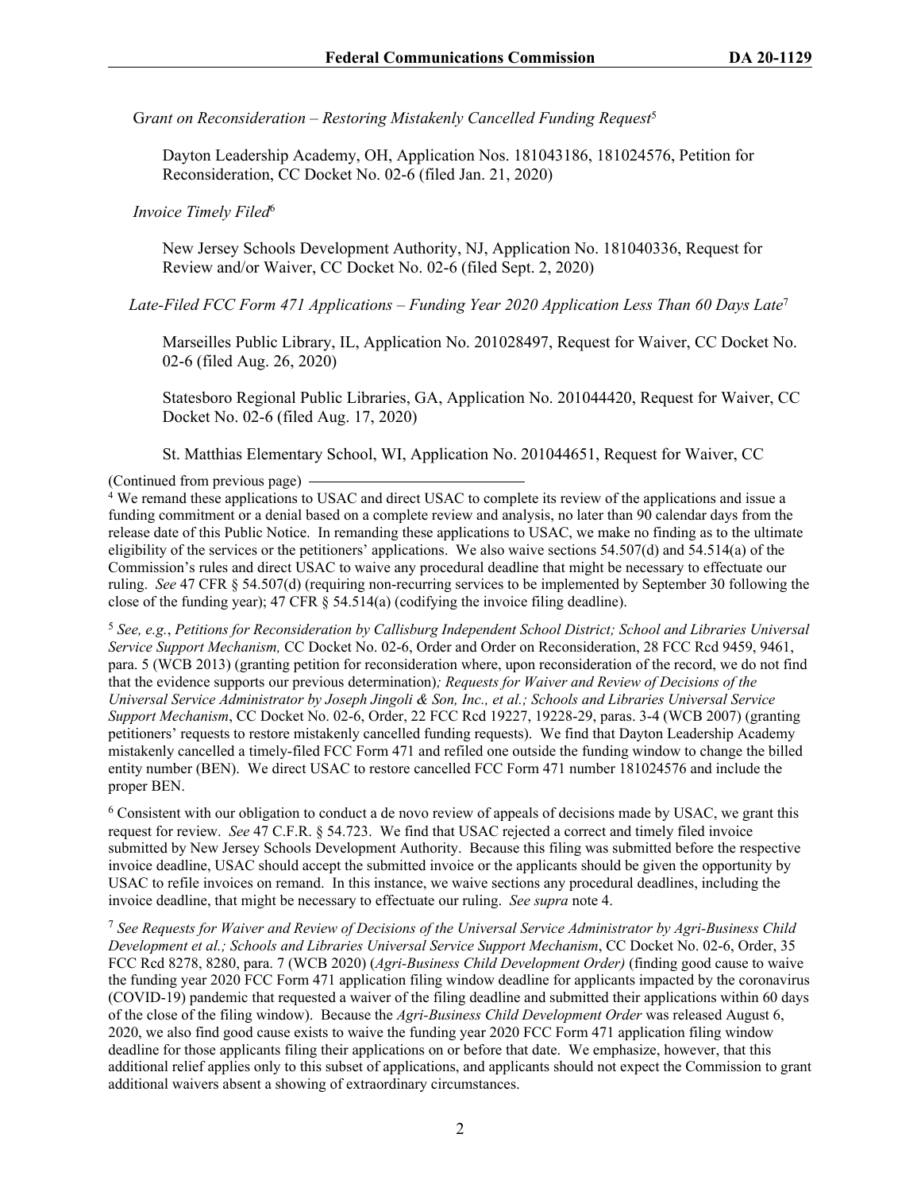*Grant on Reconsideration – Restoring Mistakenly Cancelled Funding Request*[5]

Dayton Leadership Academy, OH, Application Nos. 181043186, 181024576, Petition for Reconsideration, CC Docket No. 02-6 (filed Jan. 21, 2020)

*Invoice Timely Filed*[6]

New Jersey Schools Development Authority, NJ, Application No. 181040336, Request for Review and/or Waiver, CC Docket No. 02-6 (filed Sept. 2, 2020)

*Late-Filed FCC Form 471 Applications – Funding Year 2020 Application Less Than 60 Days Late*[7]

Marseilles Public Library, IL, Application No. 201028497, Request for Waiver, CC Docket No. 02-6 (filed Aug. 26, 2020)

Statesboro Regional Public Libraries, GA, Application No. 201044420, Request for Waiver, CC Docket No. 02-6 (filed Aug. 17, 2020)

St. Matthias Elementary School, WI, Application No. 201044651, Request for Waiver, CC

(Continued from previous page)

[4] We remand these applications to USAC and direct USAC to complete its review of the applications and issue a funding commitment or a denial based on a complete review and analysis, no later than 90 calendar days from the release date of this Public Notice. In remanding these applications to USAC, we make no finding as to the ultimate eligibility of the services or the petitioners' applications. We also waive sections 54.507(d) and 54.514(a) of the Commission's rules and direct USAC to waive any procedural deadline that might be necessary to effectuate our ruling. *See* 47 CFR § 54.507(d) (requiring non-recurring services to be implemented by September 30 following the close of the funding year); 47 CFR § 54.514(a) (codifying the invoice filing deadline).

[5] *See, e.g.*, *Petitions for Reconsideration by Callisburg Independent School District; School and Libraries Universal Service Support Mechanism,* CC Docket No. 02-6, Order and Order on Reconsideration, 28 FCC Rcd 9459, 9461, para. 5 (WCB 2013) (granting petition for reconsideration where, upon reconsideration of the record, we do not find that the evidence supports our previous determination)*; Requests for Waiver and Review of Decisions of the Universal Service Administrator by Joseph Jingoli & Son, Inc., et al.; Schools and Libraries Universal Service Support Mechanism*, CC Docket No. 02-6, Order, 22 FCC Rcd 19227, 19228-29, paras. 3-4 (WCB 2007) (granting petitioners' requests to restore mistakenly cancelled funding requests). We find that Dayton Leadership Academy mistakenly cancelled a timely-filed FCC Form 471 and refiled one outside the funding window to change the billed entity number (BEN). We direct USAC to restore cancelled FCC Form 471 number 181024576 and include the proper BEN.

[6] Consistent with our obligation to conduct a de novo review of appeals of decisions made by USAC, we grant this request for review. *See* 47 C.F.R. § 54.723. We find that USAC rejected a correct and timely filed invoice submitted by New Jersey Schools Development Authority. Because this filing was submitted before the respective invoice deadline, USAC should accept the submitted invoice or the applicants should be given the opportunity by USAC to refile invoices on remand. In this instance, we waive sections any procedural deadlines, including the invoice deadline, that might be necessary to effectuate our ruling. *See supra* note 4.

[7] *See Requests for Waiver and Review of Decisions of the Universal Service Administrator by Agri-Business Child Development et al.; Schools and Libraries Universal Service Support Mechanism*, CC Docket No. 02-6, Order, 35 FCC Rcd 8278, 8280, para. 7 (WCB 2020) (*Agri-Business Child Development Order)* (finding good cause to waive the funding year 2020 FCC Form 471 application filing window deadline for applicants impacted by the coronavirus (COVID-19) pandemic that requested a waiver of the filing deadline and submitted their applications within 60 days of the close of the filing window). Because the *Agri-Business Child Development Order* was released August 6, 2020, we also find good cause exists to waive the funding year 2020 FCC Form 471 application filing window deadline for those applicants filing their applications on or before that date. We emphasize, however, that this additional relief applies only to this subset of applications, and applicants should not expect the Commission to grant additional waivers absent a showing of extraordinary circumstances.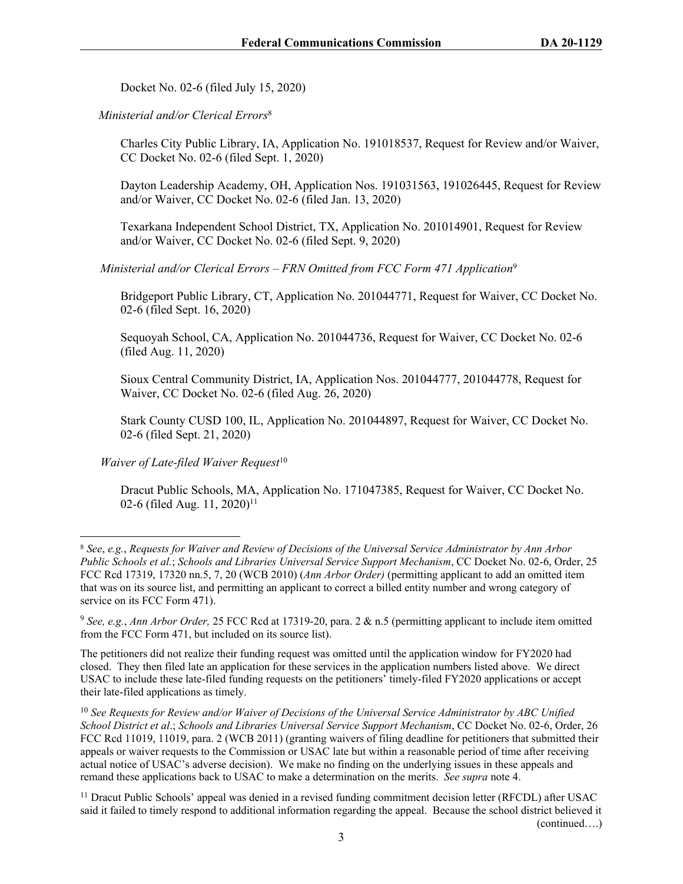Docket No. 02-6 (filed July 15, 2020)

*Ministerial and/or Clerical Errors*[8]

Charles City Public Library, IA, Application No. 191018537, Request for Review and/or Waiver, CC Docket No. 02-6 (filed Sept. 1, 2020)

Dayton Leadership Academy, OH, Application Nos. 191031563, 191026445, Request for Review and/or Waiver, CC Docket No. 02-6 (filed Jan. 13, 2020)

Texarkana Independent School District, TX, Application No. 201014901, Request for Review and/or Waiver, CC Docket No. 02-6 (filed Sept. 9, 2020)

*Ministerial and/or Clerical Errors – FRN Omitted from FCC Form 471 Application*[9]

Bridgeport Public Library, CT, Application No. 201044771, Request for Waiver, CC Docket No. 02-6 (filed Sept. 16, 2020)

Sequoyah School, CA, Application No. 201044736, Request for Waiver, CC Docket No. 02-6 (filed Aug. 11, 2020)

Sioux Central Community District, IA, Application Nos. 201044777, 201044778, Request for Waiver, CC Docket No. 02-6 (filed Aug. 26, 2020)

Stark County CUSD 100, IL, Application No. 201044897, Request for Waiver, CC Docket No. 02-6 (filed Sept. 21, 2020)

*Waiver of Late-filed Waiver Request*[10]

Dracut Public Schools, MA, Application No. 171047385, Request for Waiver, CC Docket No. 02-6 (filed Aug. 11, 2020)[11]

---

[8] *See*, *e.g.*, *Requests for Waiver and Review of Decisions of the Universal Service Administrator by Ann Arbor Public Schools et al.*; *Schools and Libraries Universal Service Support Mechanism*, CC Docket No. 02-6, Order, 25 FCC Rcd 17319, 17320 nn.5, 7, 20 (WCB 2010) (*Ann Arbor Order)* (permitting applicant to add an omitted item that was on its source list, and permitting an applicant to correct a billed entity number and wrong category of service on its FCC Form 471).

[9] *See, e.g.*, *Ann Arbor Order,* 25 FCC Rcd at 17319-20, para. 2 & n.5 (permitting applicant to include item omitted from the FCC Form 471, but included on its source list).

The petitioners did not realize their funding request was omitted until the application window for FY2020 had closed. They then filed late an application for these services in the application numbers listed above. We direct USAC to include these late-filed funding requests on the petitioners' timely-filed FY2020 applications or accept their late-filed applications as timely.

[10] *See Requests for Review and/or Waiver of Decisions of the Universal Service Administrator by ABC Unified School District et al*.; *Schools and Libraries Universal Service Support Mechanism*, CC Docket No. 02-6, Order, 26 FCC Rcd 11019, 11019, para. 2 (WCB 2011) (granting waivers of filing deadline for petitioners that submitted their appeals or waiver requests to the Commission or USAC late but within a reasonable period of time after receiving actual notice of USAC's adverse decision). We make no finding on the underlying issues in these appeals and remand these applications back to USAC to make a determination on the merits. *See supra* note 4.

[11] Dracut Public Schools' appeal was denied in a revised funding commitment decision letter (RFCDL) after USAC said it failed to timely respond to additional information regarding the appeal. Because the school district believed it

(continued….)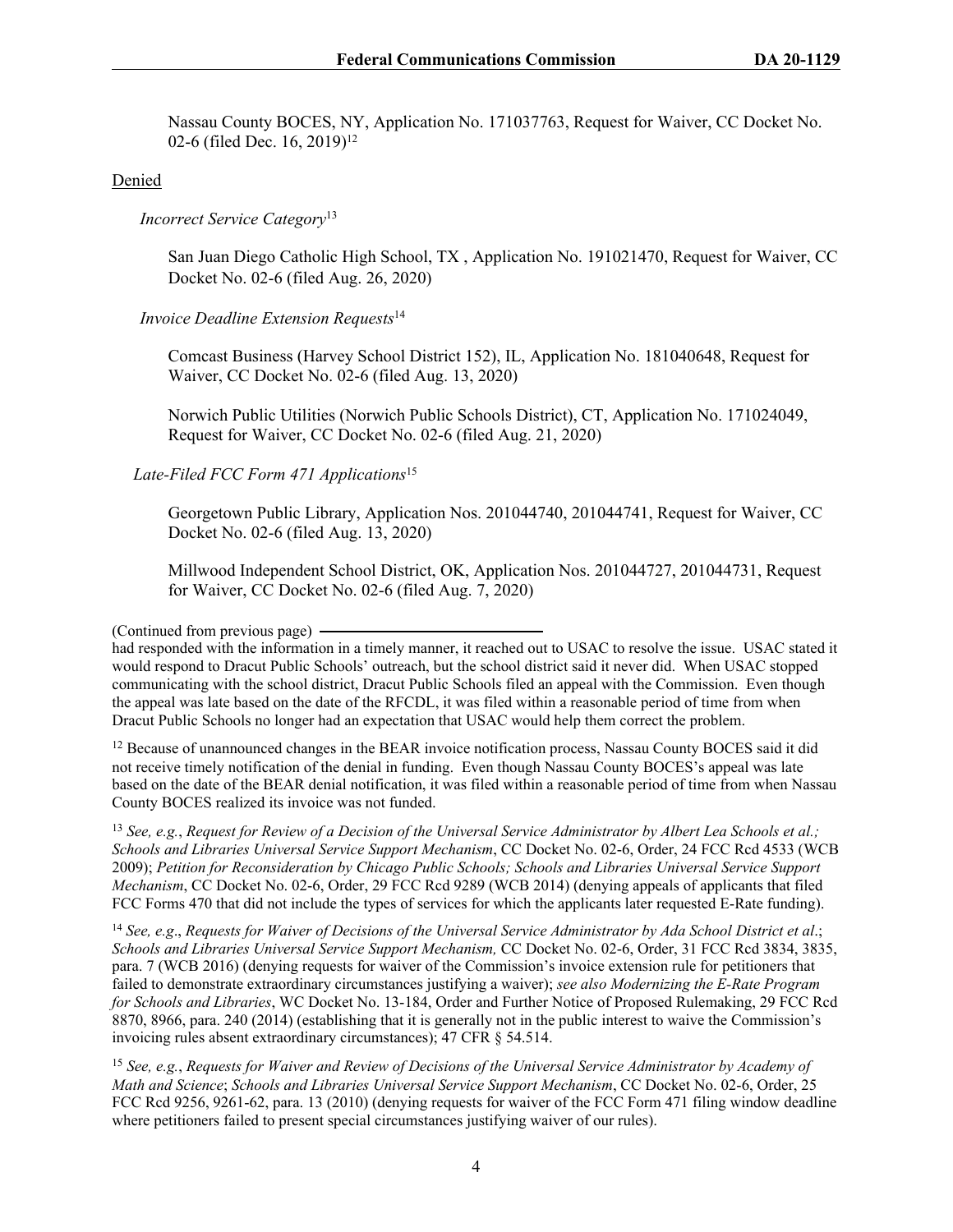Nassau County BOCES, NY, Application No. 171037763, Request for Waiver, CC Docket No. 02-6 (filed Dec. 16, 2019)[12]

Denied

*Incorrect Service Category*[13]

San Juan Diego Catholic High School, TX , Application No. 191021470, Request for Waiver, CC Docket No. 02-6 (filed Aug. 26, 2020)

*Invoice Deadline Extension Requests*[14]

Comcast Business (Harvey School District 152), IL, Application No. 181040648, Request for Waiver, CC Docket No. 02-6 (filed Aug. 13, 2020)

Norwich Public Utilities (Norwich Public Schools District), CT, Application No. 171024049, Request for Waiver, CC Docket No. 02-6 (filed Aug. 21, 2020)

*Late-Filed FCC Form 471 Applications*[15]

Georgetown Public Library, Application Nos. 201044740, 201044741, Request for Waiver, CC Docket No. 02-6 (filed Aug. 13, 2020)

Millwood Independent School District, OK, Application Nos. 201044727, 201044731, Request for Waiver, CC Docket No. 02-6 (filed Aug. 7, 2020)

---

(Continued from previous page)
had responded with the information in a timely manner, it reached out to USAC to resolve the issue. USAC stated it would respond to Dracut Public Schools' outreach, but the school district said it never did. When USAC stopped communicating with the school district, Dracut Public Schools filed an appeal with the Commission. Even though the appeal was late based on the date of the RFCDL, it was filed within a reasonable period of time from when Dracut Public Schools no longer had an expectation that USAC would help them correct the problem.

[12] Because of unannounced changes in the BEAR invoice notification process, Nassau County BOCES said it did not receive timely notification of the denial in funding. Even though Nassau County BOCES's appeal was late based on the date of the BEAR denial notification, it was filed within a reasonable period of time from when Nassau County BOCES realized its invoice was not funded.

[13] *See, e.g.*, *Request for Review of a Decision of the Universal Service Administrator by Albert Lea Schools et al.; Schools and Libraries Universal Service Support Mechanism*, CC Docket No. 02-6, Order, 24 FCC Rcd 4533 (WCB 2009); *Petition for Reconsideration by Chicago Public Schools; Schools and Libraries Universal Service Support Mechanism*, CC Docket No. 02-6, Order, 29 FCC Rcd 9289 (WCB 2014) (denying appeals of applicants that filed FCC Forms 470 that did not include the types of services for which the applicants later requested E-Rate funding).

[14] *See, e.g*., *Requests for Waiver of Decisions of the Universal Service Administrator by Ada School District et al*.; *Schools and Libraries Universal Service Support Mechanism,* CC Docket No. 02-6, Order, 31 FCC Rcd 3834, 3835, para. 7 (WCB 2016) (denying requests for waiver of the Commission's invoice extension rule for petitioners that failed to demonstrate extraordinary circumstances justifying a waiver); *see also Modernizing the E-Rate Program for Schools and Libraries*, WC Docket No. 13-184, Order and Further Notice of Proposed Rulemaking, 29 FCC Rcd 8870, 8966, para. 240 (2014) (establishing that it is generally not in the public interest to waive the Commission's invoicing rules absent extraordinary circumstances); 47 CFR § 54.514.

[15] *See, e.g.*, *Requests for Waiver and Review of Decisions of the Universal Service Administrator by Academy of Math and Science*; *Schools and Libraries Universal Service Support Mechanism*, CC Docket No. 02-6, Order, 25 FCC Rcd 9256, 9261-62, para. 13 (2010) (denying requests for waiver of the FCC Form 471 filing window deadline where petitioners failed to present special circumstances justifying waiver of our rules).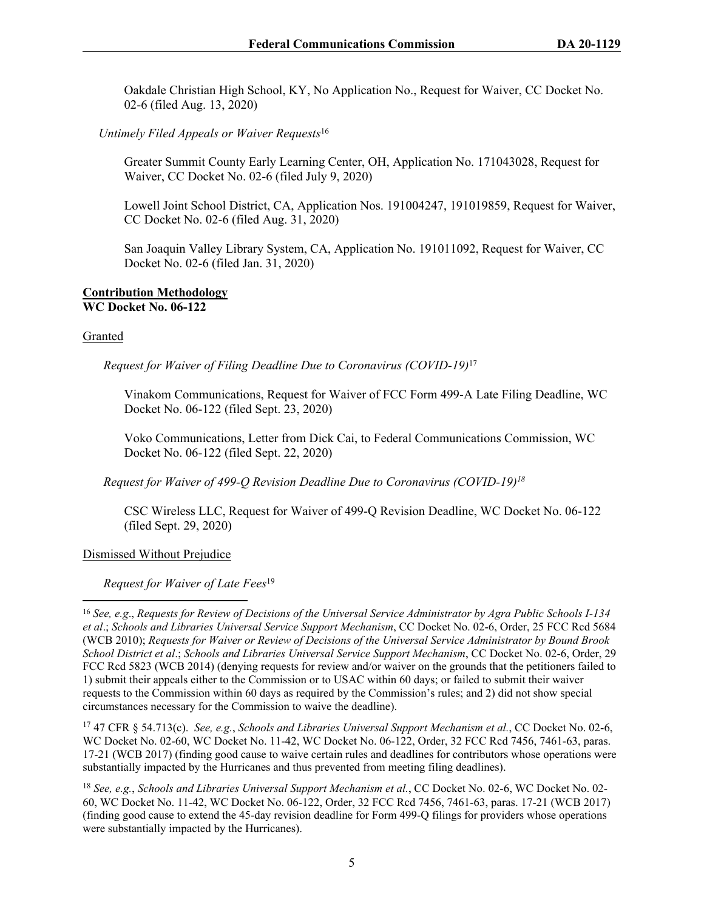Oakdale Christian High School, KY, No Application No., Request for Waiver, CC Docket No. 02-6 (filed Aug. 13, 2020)

*Untimely Filed Appeals or Waiver Requests*[16]

Greater Summit County Early Learning Center, OH, Application No. 171043028, Request for Waiver, CC Docket No. 02-6 (filed July 9, 2020)

Lowell Joint School District, CA, Application Nos. 191004247, 191019859, Request for Waiver, CC Docket No. 02-6 (filed Aug. 31, 2020)

San Joaquin Valley Library System, CA, Application No. 191011092, Request for Waiver, CC Docket No. 02-6 (filed Jan. 31, 2020)

**Contribution Methodology**
**WC Docket No. 06-122**

Granted

*Request for Waiver of Filing Deadline Due to Coronavirus (COVID-19)*[17]

Vinakom Communications, Request for Waiver of FCC Form 499-A Late Filing Deadline, WC Docket No. 06-122 (filed Sept. 23, 2020)

Voko Communications, Letter from Dick Cai, to Federal Communications Commission, WC Docket No. 06-122 (filed Sept. 22, 2020)

*Request for Waiver of 499-Q Revision Deadline Due to Coronavirus (COVID-19)*[18]

CSC Wireless LLC, Request for Waiver of 499-Q Revision Deadline, WC Docket No. 06-122 (filed Sept. 29, 2020)

Dismissed Without Prejudice

*Request for Waiver of Late Fees*[19]

---

[16] *See, e.g*., *Requests for Review of Decisions of the Universal Service Administrator by Agra Public Schools I-134 et al*.; *Schools and Libraries Universal Service Support Mechanism*, CC Docket No. 02-6, Order, 25 FCC Rcd 5684 (WCB 2010); *Requests for Waiver or Review of Decisions of the Universal Service Administrator by Bound Brook School District et al*.; *Schools and Libraries Universal Service Support Mechanism*, CC Docket No. 02-6, Order, 29 FCC Rcd 5823 (WCB 2014) (denying requests for review and/or waiver on the grounds that the petitioners failed to 1) submit their appeals either to the Commission or to USAC within 60 days; or failed to submit their waiver requests to the Commission within 60 days as required by the Commission's rules; and 2) did not show special circumstances necessary for the Commission to waive the deadline).

[17] 47 CFR § 54.713(c). *See, e.g.*, *Schools and Libraries Universal Support Mechanism et al.*, CC Docket No. 02-6, WC Docket No. 02-60, WC Docket No. 11-42, WC Docket No. 06-122, Order, 32 FCC Rcd 7456, 7461-63, paras. 17-21 (WCB 2017) (finding good cause to waive certain rules and deadlines for contributors whose operations were substantially impacted by the Hurricanes and thus prevented from meeting filing deadlines).

[18] *See, e.g.*, *Schools and Libraries Universal Support Mechanism et al.*, CC Docket No. 02-6, WC Docket No. 02-60, WC Docket No. 11-42, WC Docket No. 06-122, Order, 32 FCC Rcd 7456, 7461-63, paras. 17-21 (WCB 2017) (finding good cause to extend the 45-day revision deadline for Form 499-Q filings for providers whose operations were substantially impacted by the Hurricanes).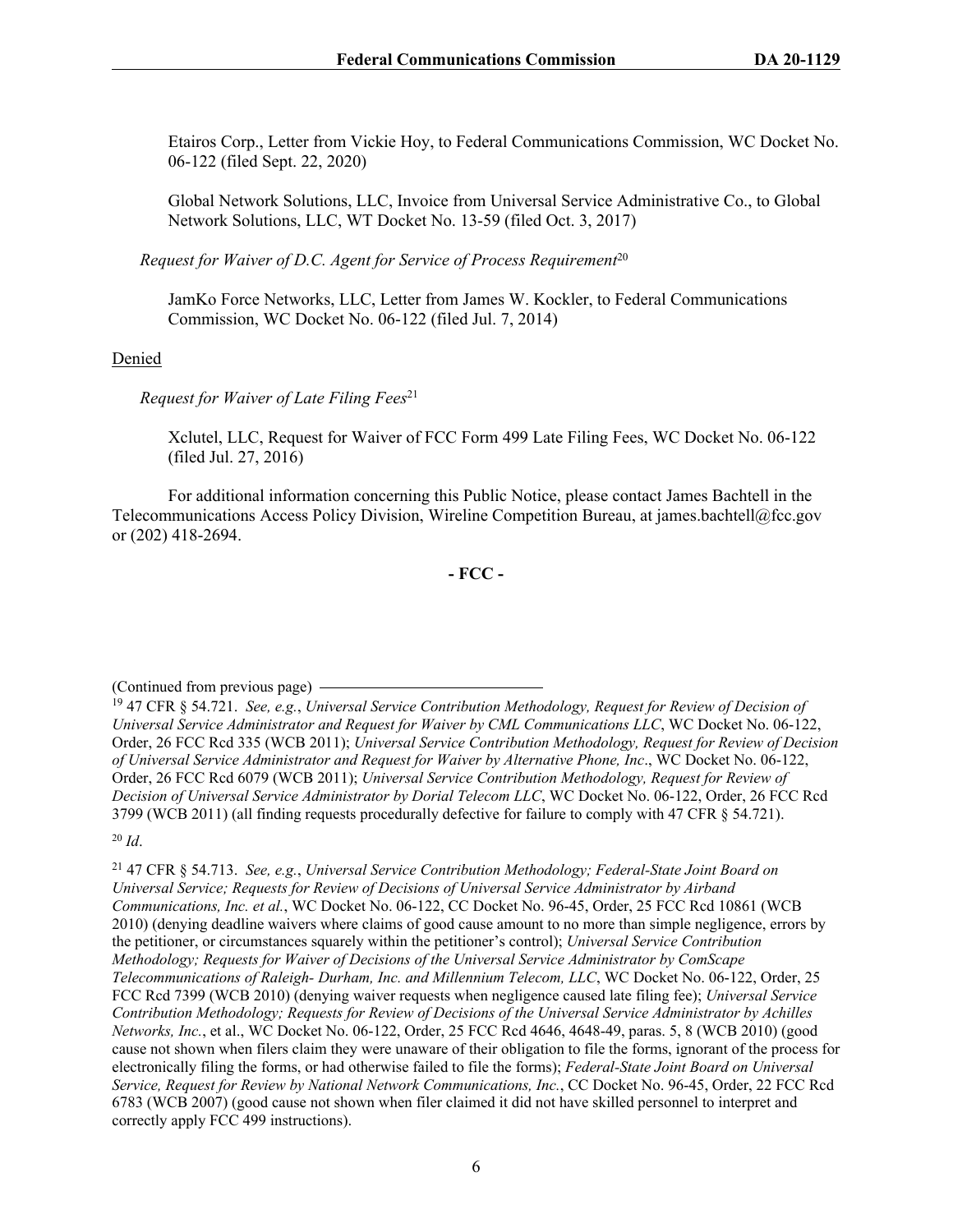Etairos Corp., Letter from Vickie Hoy, to Federal Communications Commission, WC Docket No. 06-122 (filed Sept. 22, 2020)

Global Network Solutions, LLC, Invoice from Universal Service Administrative Co., to Global Network Solutions, LLC, WT Docket No. 13-59 (filed Oct. 3, 2017)

*Request for Waiver of D.C. Agent for Service of Process Requirement*[20]

JamKo Force Networks, LLC, Letter from James W. Kockler, to Federal Communications Commission, WC Docket No. 06-122 (filed Jul. 7, 2014)

Denied

*Request for Waiver of Late Filing Fees*[21]

Xclutel, LLC, Request for Waiver of FCC Form 499 Late Filing Fees, WC Docket No. 06-122 (filed Jul. 27, 2016)

For additional information concerning this Public Notice, please contact James Bachtell in the Telecommunications Access Policy Division, Wireline Competition Bureau, at james.bachtell@fcc.gov or (202) 418-2694.

**- FCC -**

(Continued from previous page)

[19] 47 CFR § 54.721. *See, e.g.*, *Universal Service Contribution Methodology, Request for Review of Decision of Universal Service Administrator and Request for Waiver by CML Communications LLC*, WC Docket No. 06-122, Order, 26 FCC Rcd 335 (WCB 2011); *Universal Service Contribution Methodology, Request for Review of Decision of Universal Service Administrator and Request for Waiver by Alternative Phone, Inc*., WC Docket No. 06-122, Order, 26 FCC Rcd 6079 (WCB 2011); *Universal Service Contribution Methodology, Request for Review of Decision of Universal Service Administrator by Dorial Telecom LLC*, WC Docket No. 06-122, Order, 26 FCC Rcd 3799 (WCB 2011) (all finding requests procedurally defective for failure to comply with 47 CFR § 54.721).

[20] *Id*.

[21] 47 CFR § 54.713. *See, e.g.*, *Universal Service Contribution Methodology; Federal-State Joint Board on Universal Service; Requests for Review of Decisions of Universal Service Administrator by Airband Communications, Inc. et al.*, WC Docket No. 06-122, CC Docket No. 96-45, Order, 25 FCC Rcd 10861 (WCB 2010) (denying deadline waivers where claims of good cause amount to no more than simple negligence, errors by the petitioner, or circumstances squarely within the petitioner's control); *Universal Service Contribution Methodology; Requests for Waiver of Decisions of the Universal Service Administrator by ComScape Telecommunications of Raleigh- Durham, Inc. and Millennium Telecom, LLC*, WC Docket No. 06-122, Order, 25 FCC Rcd 7399 (WCB 2010) (denying waiver requests when negligence caused late filing fee); *Universal Service Contribution Methodology; Requests for Review of Decisions of the Universal Service Administrator by Achilles Networks, Inc.*, et al., WC Docket No. 06-122, Order, 25 FCC Rcd 4646, 4648-49, paras. 5, 8 (WCB 2010) (good cause not shown when filers claim they were unaware of their obligation to file the forms, ignorant of the process for electronically filing the forms, or had otherwise failed to file the forms); *Federal-State Joint Board on Universal Service, Request for Review by National Network Communications, Inc.*, CC Docket No. 96-45, Order, 22 FCC Rcd 6783 (WCB 2007) (good cause not shown when filer claimed it did not have skilled personnel to interpret and correctly apply FCC 499 instructions).